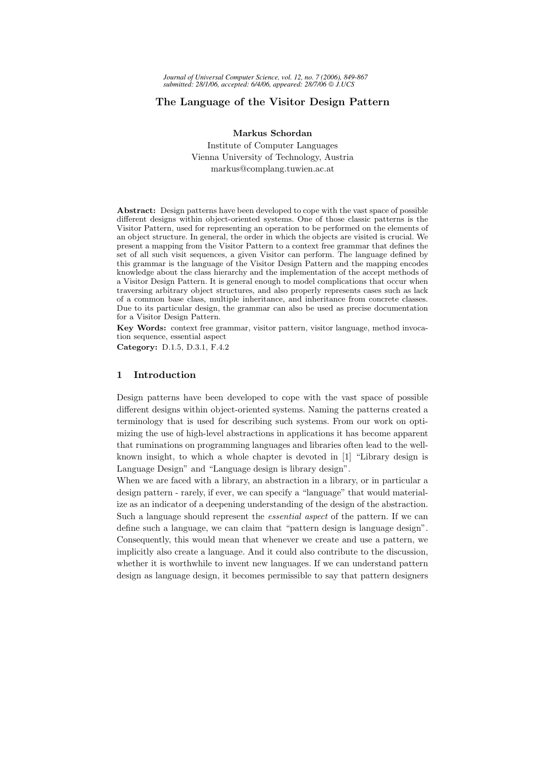# The Language of the Visitor Design Pattern

**Markus Schordan**
Institute of Computer Languages
Vienna University of Technology, Austria
markus@complang.tuwien.ac.at

**Abstract:** Design patterns have been developed to cope with the vast space of possible different designs within object-oriented systems. One of those classic patterns is the Visitor Pattern, used for representing an operation to be performed on the elements of an object structure. In general, the order in which the objects are visited is crucial. We present a mapping from the Visitor Pattern to a context free grammar that defines the set of all such visit sequences, a given Visitor can perform. The language defined by this grammar is the language of the Visitor Design Pattern and the mapping encodes knowledge about the class hierarchy and the implementation of the accept methods of a Visitor Design Pattern. It is general enough to model complications that occur when traversing arbitrary object structures, and also properly represents cases such as lack of a common base class, multiple inheritance, and inheritance from concrete classes. Due to its particular design, the grammar can also be used as precise documentation for a Visitor Design Pattern.

**Key Words:** context free grammar, visitor pattern, visitor language, method invocation sequence, essential aspect

**Category:** D.1.5, D.3.1, F.4.2

## 1 Introduction

Design patterns have been developed to cope with the vast space of possible different designs within object-oriented systems. Naming the patterns created a terminology that is used for describing such systems. From our work on optimizing the use of high-level abstractions in applications it has become apparent that ruminations on programming languages and libraries often lead to the well-known insight, to which a whole chapter is devoted in [1] "Library design is Language Design" and "Language design is library design".

When we are faced with a library, an abstraction in a library, or in particular a design pattern - rarely, if ever, we can specify a "language" that would materialize as an indicator of a deepening understanding of the design of the abstraction. Such a language should represent the *essential aspect* of the pattern. If we can define such a language, we can claim that "pattern design is language design". Consequently, this would mean that whenever we create and use a pattern, we implicitly also create a language. And it could also contribute to the discussion, whether it is worthwhile to invent new languages. If we can understand pattern design as language design, it becomes permissible to say that pattern designers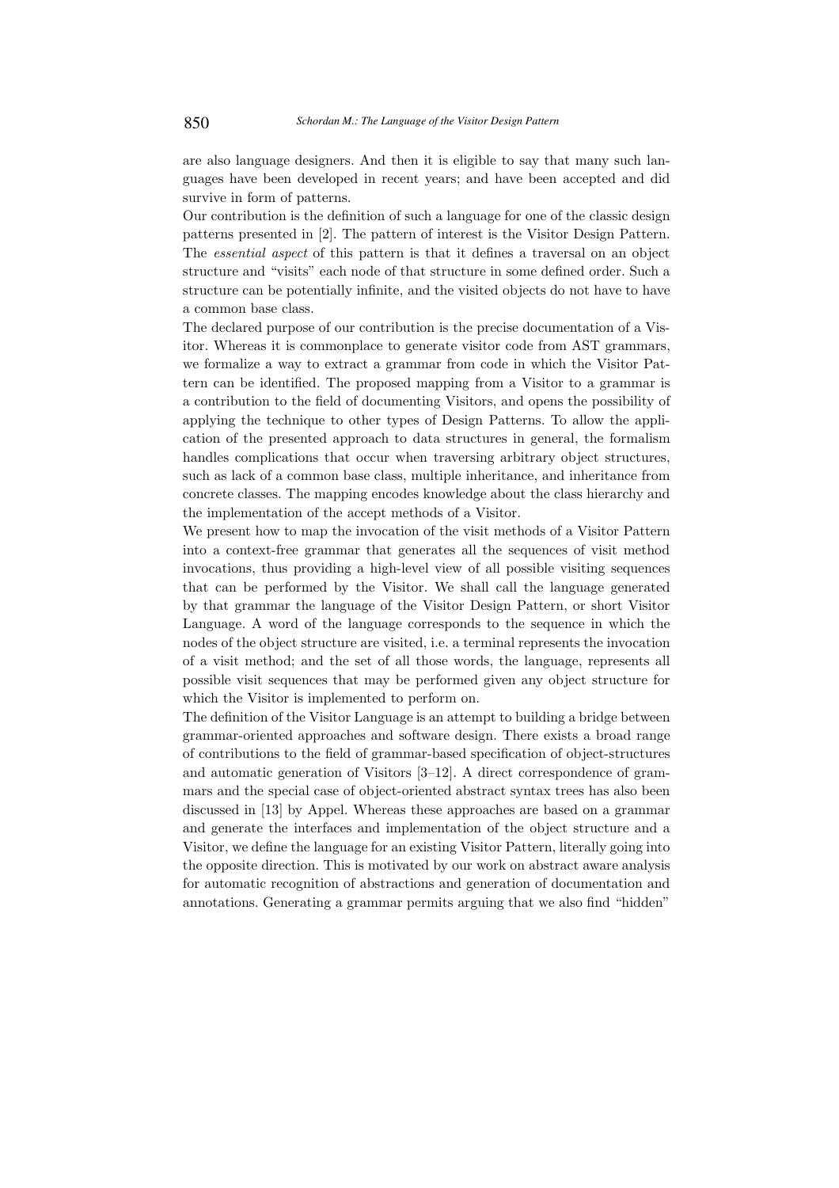are also language designers. And then it is eligible to say that many such languages have been developed in recent years; and have been accepted and did survive in form of patterns.

Our contribution is the definition of such a language for one of the classic design patterns presented in [2]. The pattern of interest is the Visitor Design Pattern. The *essential aspect* of this pattern is that it defines a traversal on an object structure and "visits" each node of that structure in some defined order. Such a structure can be potentially infinite, and the visited objects do not have to have a common base class.

The declared purpose of our contribution is the precise documentation of a Visitor. Whereas it is commonplace to generate visitor code from AST grammars, we formalize a way to extract a grammar from code in which the Visitor Pattern can be identified. The proposed mapping from a Visitor to a grammar is a contribution to the field of documenting Visitors, and opens the possibility of applying the technique to other types of Design Patterns. To allow the application of the presented approach to data structures in general, the formalism handles complications that occur when traversing arbitrary object structures, such as lack of a common base class, multiple inheritance, and inheritance from concrete classes. The mapping encodes knowledge about the class hierarchy and the implementation of the accept methods of a Visitor.

We present how to map the invocation of the visit methods of a Visitor Pattern into a context-free grammar that generates all the sequences of visit method invocations, thus providing a high-level view of all possible visiting sequences that can be performed by the Visitor. We shall call the language generated by that grammar the language of the Visitor Design Pattern, or short Visitor Language. A word of the language corresponds to the sequence in which the nodes of the object structure are visited, i.e. a terminal represents the invocation of a visit method; and the set of all those words, the language, represents all possible visit sequences that may be performed given any object structure for which the Visitor is implemented to perform on.

The definition of the Visitor Language is an attempt to building a bridge between grammar-oriented approaches and software design. There exists a broad range of contributions to the field of grammar-based specification of object-structures and automatic generation of Visitors [3–12]. A direct correspondence of grammars and the special case of object-oriented abstract syntax trees has also been discussed in [13] by Appel. Whereas these approaches are based on a grammar and generate the interfaces and implementation of the object structure and a Visitor, we define the language for an existing Visitor Pattern, literally going into the opposite direction. This is motivated by our work on abstract aware analysis for automatic recognition of abstractions and generation of documentation and annotations. Generating a grammar permits arguing that we also find "hidden"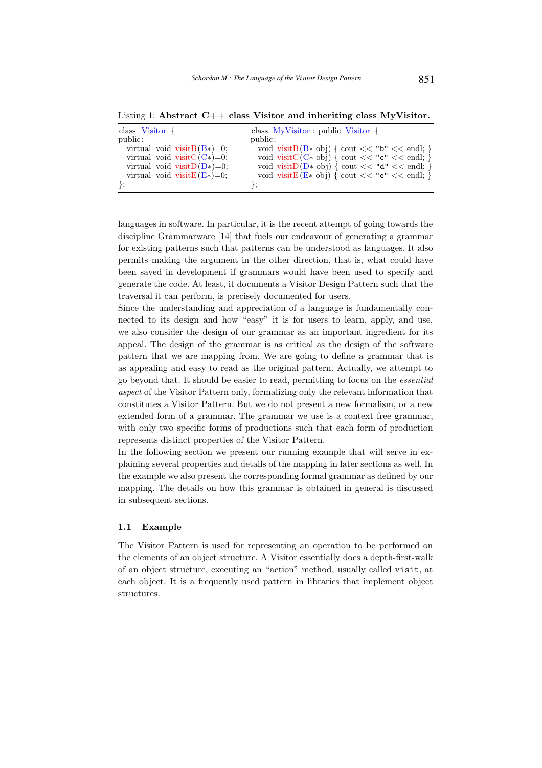Listing 1: **Abstract C++ class Visitor and inheriting class MyVisitor.**

```
class Visitor {
public:
  virtual void visitB(B*)=0;
  virtual void visitC(C*)=0;
  virtual void visitD(D*)=0;
  virtual void visitE(E*)=0;
};
```

```
class MyVisitor : public Visitor {
public:
  void visitB(B* obj) { cout << "b" << endl; }
  void visitC(C* obj) { cout << "c" << endl; }
  void visitD(D* obj) { cout << "d" << endl; }
  void visitE(E* obj) { cout << "e" << endl; }
};
```

languages in software. In particular, it is the recent attempt of going towards the discipline Grammarware [14] that fuels our endeavour of generating a grammar for existing patterns such that patterns can be understood as languages. It also permits making the argument in the other direction, that is, what could have been saved in development if grammars would have been used to specify and generate the code. At least, it documents a Visitor Design Pattern such that the traversal it can perform, is precisely documented for users.

Since the understanding and appreciation of a language is fundamentally connected to its design and how "easy" it is for users to learn, apply, and use, we also consider the design of our grammar as an important ingredient for its appeal. The design of the grammar is as critical as the design of the software pattern that we are mapping from. We are going to define a grammar that is as appealing and easy to read as the original pattern. Actually, we attempt to go beyond that. It should be easier to read, permitting to focus on the *essential aspect* of the Visitor Pattern only, formalizing only the relevant information that constitutes a Visitor Pattern. But we do not present a new formalism, or a new extended form of a grammar. The grammar we use is a context free grammar, with only two specific forms of productions such that each form of production represents distinct properties of the Visitor Pattern.

In the following section we present our running example that will serve in explaining several properties and details of the mapping in later sections as well. In the example we also present the corresponding formal grammar as defined by our mapping. The details on how this grammar is obtained in general is discussed in subsequent sections.

### 1.1 Example

The Visitor Pattern is used for representing an operation to be performed on the elements of an object structure. A Visitor essentially does a depth-first-walk of an object structure, executing an "action" method, usually called `visit`, at each object. It is a frequently used pattern in libraries that implement object structures.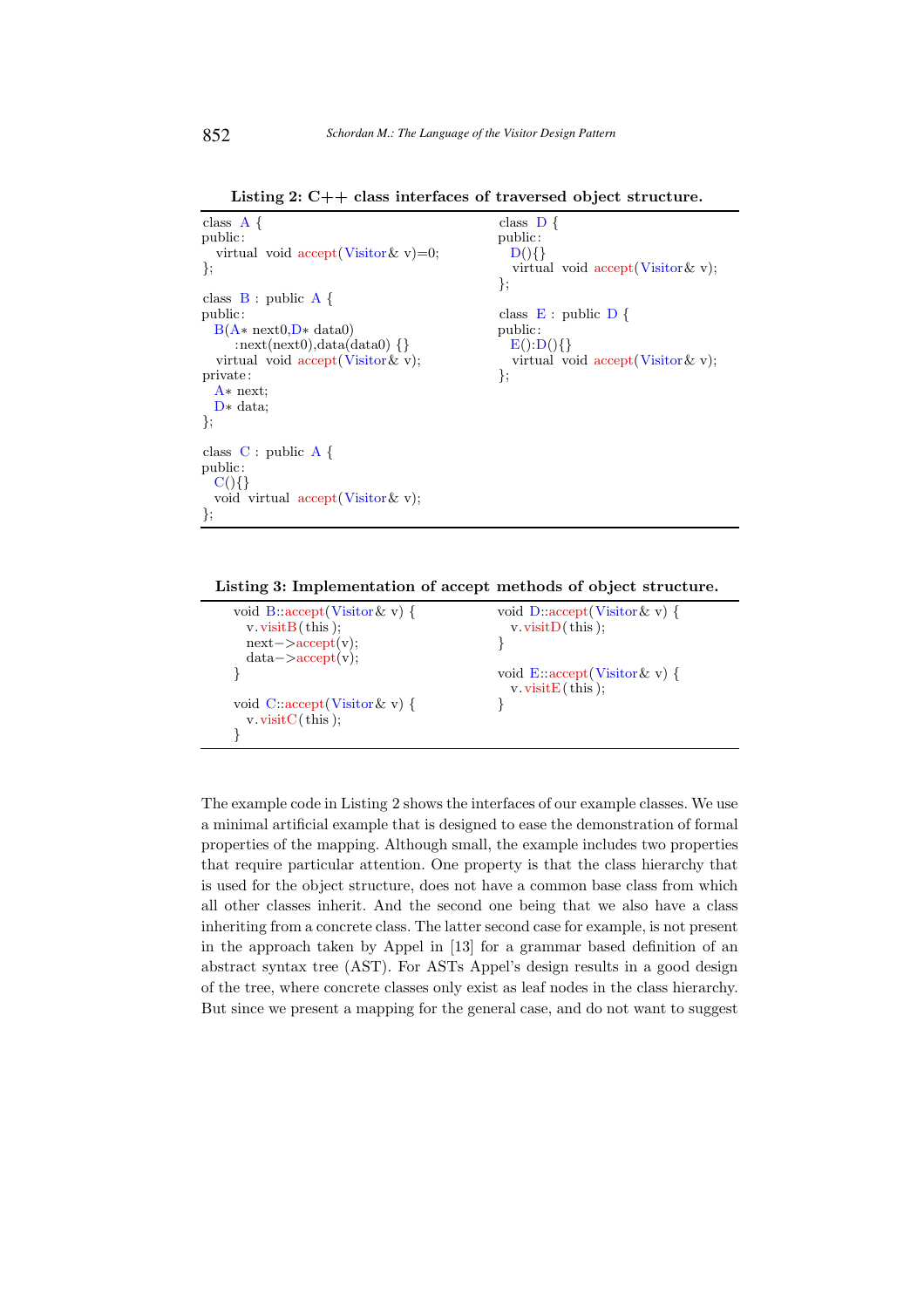**Listing 2: C++ class interfaces of traversed object structure.**

```
class A {
public:
  virtual void accept(Visitor& v)=0;
};

class B : public A {
public:
  B(A* next0,D* data0)
     :next(next0),data(data0) {}
  virtual void accept(Visitor& v);
private:
  A* next;
  D* data;
};

class C : public A {
public:
  C(){}
  void virtual accept(Visitor& v);
};

class D {
public:
  D(){}
  virtual void accept(Visitor& v);
};

class E : public D {
public:
  E():D(){}
  virtual void accept(Visitor& v);
};
```

**Listing 3: Implementation of accept methods of object structure.**

```
void B::accept(Visitor& v) {
  v.visitB(this);
  next->accept(v);
  data->accept(v);
}

void C::accept(Visitor& v) {
  v.visitC(this);
}

void D::accept(Visitor& v) {
  v.visitD(this);
}

void E::accept(Visitor& v) {
  v.visitE(this);
}
```

The example code in Listing 2 shows the interfaces of our example classes. We use a minimal artificial example that is designed to ease the demonstration of formal properties of the mapping. Although small, the example includes two properties that require particular attention. One property is that the class hierarchy that is used for the object structure, does not have a common base class from which all other classes inherit. And the second one being that we also have a class inheriting from a concrete class. The latter second case for example, is not present in the approach taken by Appel in [13] for a grammar based definition of an abstract syntax tree (AST). For ASTs Appel's design results in a good design of the tree, where concrete classes only exist as leaf nodes in the class hierarchy. But since we present a mapping for the general case, and do not want to suggest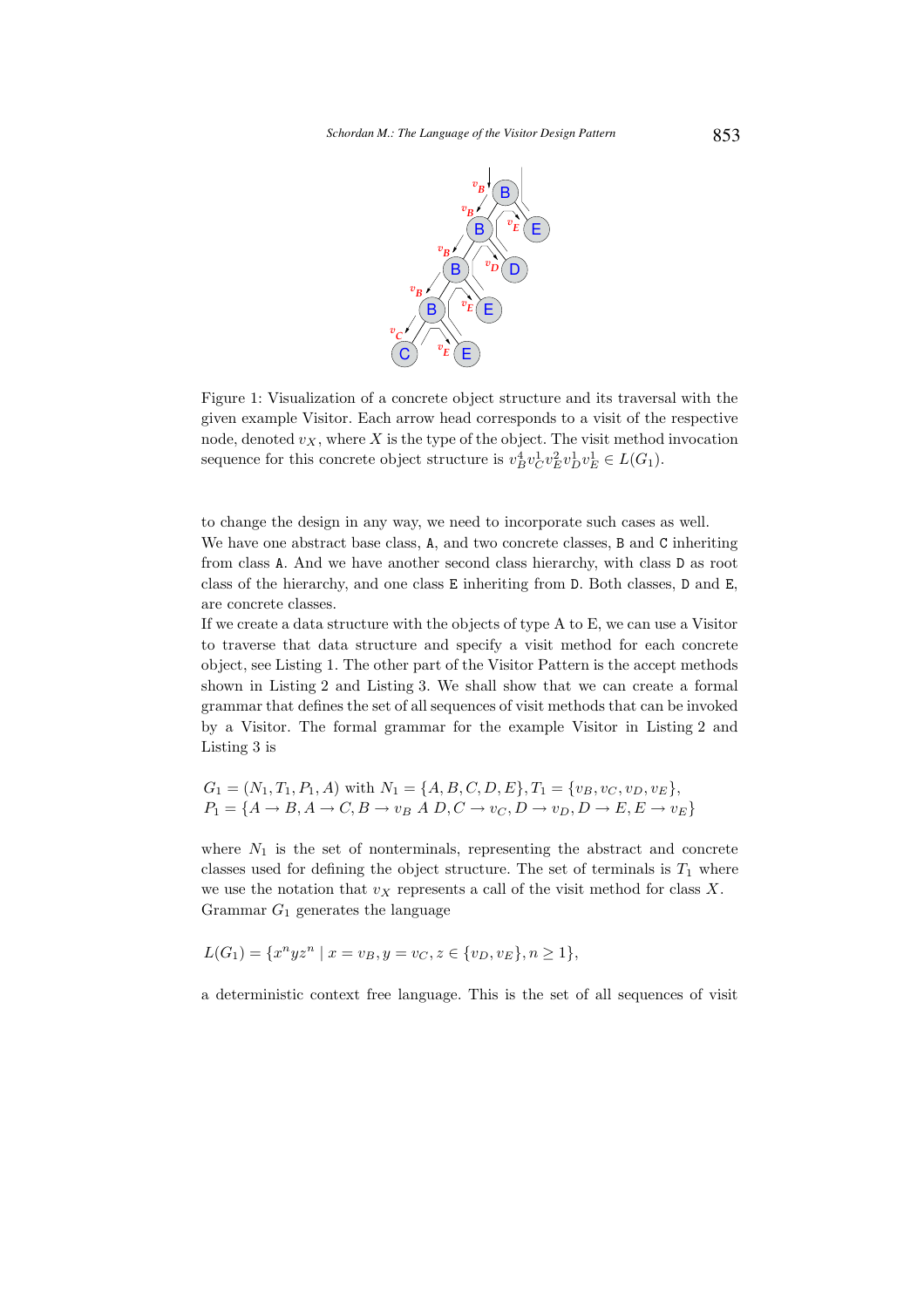Figure 1: Visualization of a concrete object structure and its traversal with the given example Visitor. Each arrow head corresponds to a visit of the respective node, denoted $v_X$, where $X$ is the type of the object. The visit method invocation sequence for this concrete object structure is $v_B^4 v_C^1 v_E^2 v_D^1 v_E^1 \in L(G_1)$.

to change the design in any way, we need to incorporate such cases as well.

We have one abstract base class, `A`, and two concrete classes, `B` and `C` inheriting from class `A`. And we have another second class hierarchy, with class `D` as root class of the hierarchy, and one class `E` inheriting from `D`. Both classes, `D` and `E`, are concrete classes.

If we create a data structure with the objects of type A to E, we can use a Visitor to traverse that data structure and specify a visit method for each concrete object, see Listing 1. The other part of the Visitor Pattern is the accept methods shown in Listing 2 and Listing 3. We shall show that we can create a formal grammar that defines the set of all sequences of visit methods that can be invoked by a Visitor. The formal grammar for the example Visitor in Listing 2 and Listing 3 is

$$G_1 = (N_1, T_1, P_1, A) \text{ with } N_1 = \{A, B, C, D, E\}, T_1 = \{v_B, v_C, v_D, v_E\},$$
$$P_1 = \{A \rightarrow B, A \rightarrow C, B \rightarrow v_B\ A\ D, C \rightarrow v_C, D \rightarrow v_D, D \rightarrow E, E \rightarrow v_E\}$$

where $N_1$ is the set of nonterminals, representing the abstract and concrete classes used for defining the object structure. The set of terminals is $T_1$ where we use the notation that $v_X$ represents a call of the visit method for class $X$. Grammar $G_1$ generates the language

$$L(G_1) = \{x^n y z^n \mid x = v_B, y = v_C, z \in \{v_D, v_E\}, n \geq 1\},$$

a deterministic context free language. This is the set of all sequences of visit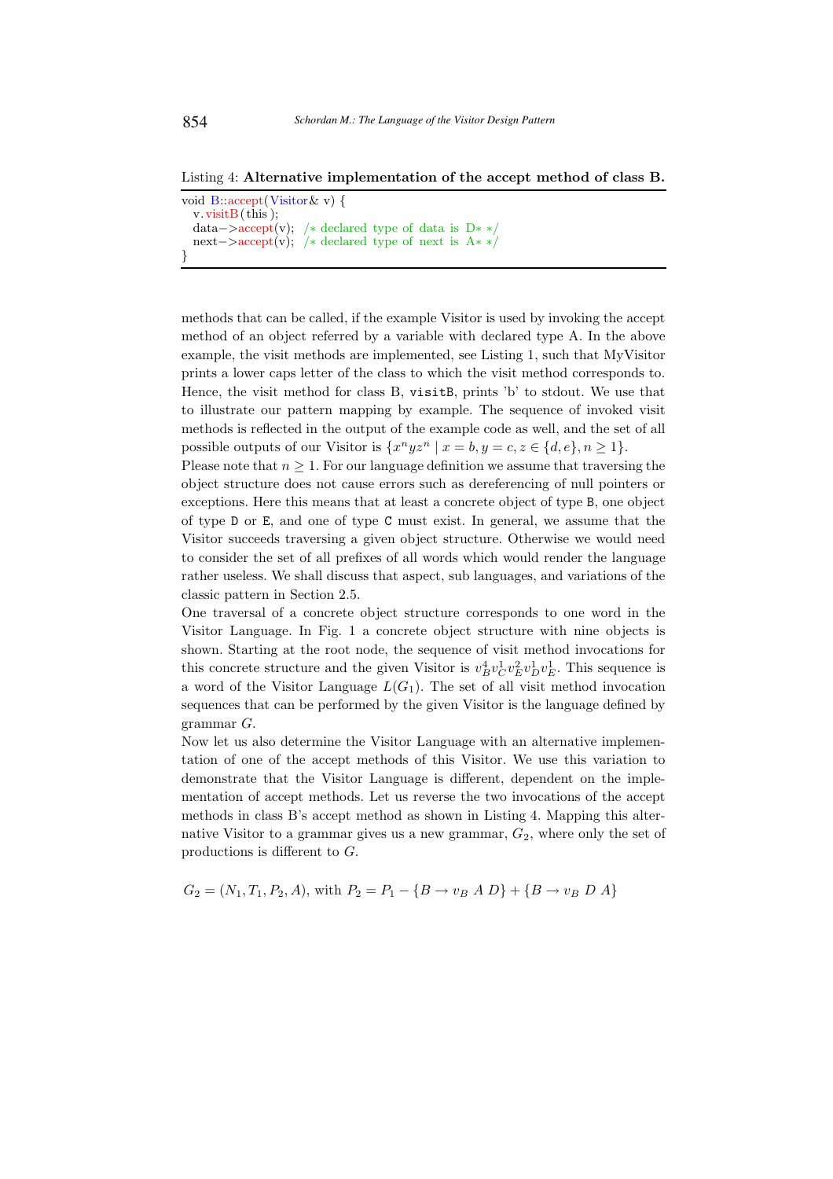Listing 4: **Alternative implementation of the accept method of class B.**

```
void B::accept(Visitor& v) {
  v.visitB(this);
  data->accept(v);  /* declared type of data is D* */
  next->accept(v);  /* declared type of next is A* */
}
```

methods that can be called, if the example Visitor is used by invoking the accept method of an object referred by a variable with declared type A. In the above example, the visit methods are implemented, see Listing 1, such that MyVisitor prints a lower caps letter of the class to which the visit method corresponds to. Hence, the visit method for class B, `visitB`, prints 'b' to stdout. We use that to illustrate our pattern mapping by example. The sequence of invoked visit methods is reflected in the output of the example code as well, and the set of all possible outputs of our Visitor is $\{x^n y z^n \mid x = b, y = c, z \in \{d, e\}, n \geq 1\}$.

Please note that $n \geq 1$. For our language definition we assume that traversing the object structure does not cause errors such as dereferencing of null pointers or exceptions. Here this means that at least a concrete object of type `B`, one object of type `D` or `E`, and one of type `C` must exist. In general, we assume that the Visitor succeeds traversing a given object structure. Otherwise we would need to consider the set of all prefixes of all words which would render the language rather useless. We shall discuss that aspect, sub languages, and variations of the classic pattern in Section 2.5.

One traversal of a concrete object structure corresponds to one word in the Visitor Language. In Fig. 1 a concrete object structure with nine objects is shown. Starting at the root node, the sequence of visit method invocations for this concrete structure and the given Visitor is $v_B^4 v_C^1 v_E^2 v_D^1 v_E^1$. This sequence is a word of the Visitor Language $L(G_1)$. The set of all visit method invocation sequences that can be performed by the given Visitor is the language defined by grammar $G$.

Now let us also determine the Visitor Language with an alternative implementation of one of the accept methods of this Visitor. We use this variation to demonstrate that the Visitor Language is different, dependent on the implementation of accept methods. Let us reverse the two invocations of the accept methods in class B's accept method as shown in Listing 4. Mapping this alternative Visitor to a grammar gives us a new grammar, $G_2$, where only the set of productions is different to $G$.

$$G_2 = (N_1, T_1, P_2, A), \text{ with } P_2 = P_1 - \{B \rightarrow v_B\ A\ D\} + \{B \rightarrow v_B\ D\ A\}$$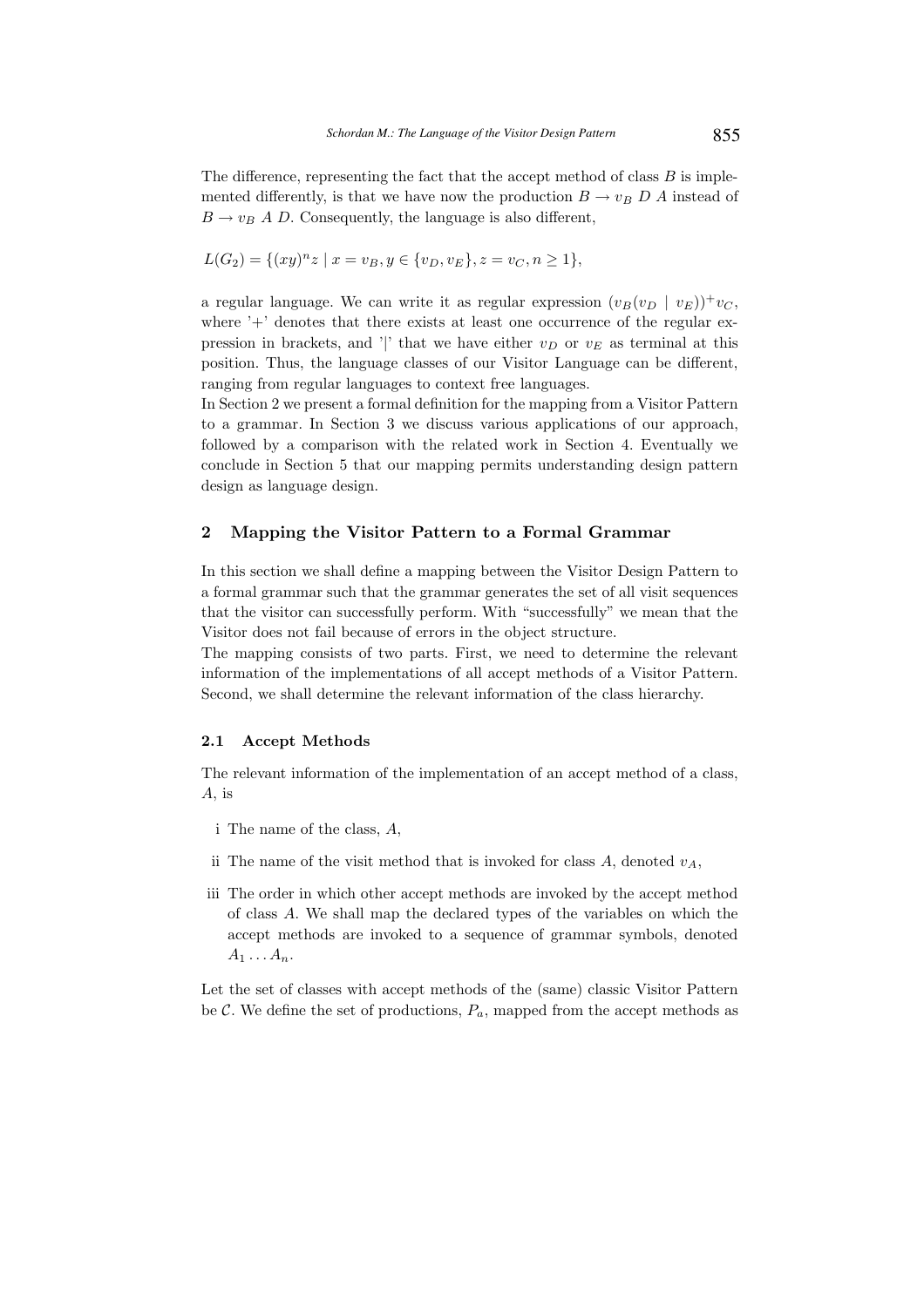The difference, representing the fact that the accept method of class $B$ is implemented differently, is that we have now the production $B \rightarrow v_B\ D\ A$ instead of $B \rightarrow v_B\ A\ D$. Consequently, the language is also different,

$$L(G_2) = \{(xy)^n z \mid x = v_B, y \in \{v_D, v_E\}, z = v_C, n \geq 1\},$$

a regular language. We can write it as regular expression $(v_B(v_D \mid v_E))^+ v_C$, where '+' denotes that there exists at least one occurrence of the regular expression in brackets, and '|' that we have either $v_D$ or $v_E$ as terminal at this position. Thus, the language classes of our Visitor Language can be different, ranging from regular languages to context free languages.

In Section 2 we present a formal definition for the mapping from a Visitor Pattern to a grammar. In Section 3 we discuss various applications of our approach, followed by a comparison with the related work in Section 4. Eventually we conclude in Section 5 that our mapping permits understanding design pattern design as language design.

## 2 Mapping the Visitor Pattern to a Formal Grammar

In this section we shall define a mapping between the Visitor Design Pattern to a formal grammar such that the grammar generates the set of all visit sequences that the visitor can successfully perform. With "successfully" we mean that the Visitor does not fail because of errors in the object structure.

The mapping consists of two parts. First, we need to determine the relevant information of the implementations of all accept methods of a Visitor Pattern. Second, we shall determine the relevant information of the class hierarchy.

### 2.1 Accept Methods

The relevant information of the implementation of an accept method of a class, $A$, is

i The name of the class, $A$,

ii The name of the visit method that is invoked for class $A$, denoted $v_A$,

iii The order in which other accept methods are invoked by the accept method of class $A$. We shall map the declared types of the variables on which the accept methods are invoked to a sequence of grammar symbols, denoted $A_1 \ldots A_n$.

Let the set of classes with accept methods of the (same) classic Visitor Pattern be $\mathcal{C}$. We define the set of productions, $P_a$, mapped from the accept methods as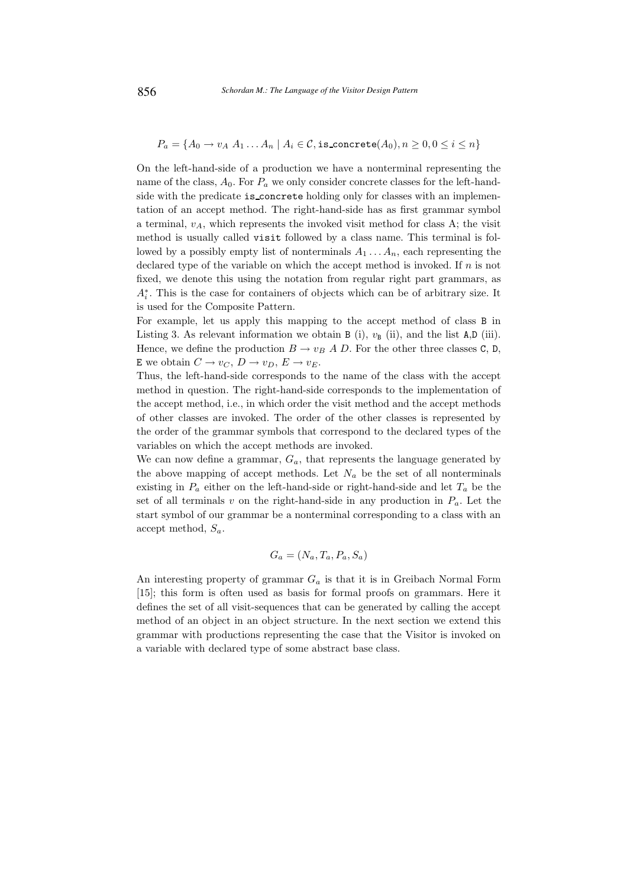$$P_a = \{A_0 \rightarrow v_A\ A_1 \ldots A_n \mid A_i \in \mathcal{C}, \texttt{is\_concrete}(A_0), n \geq 0, 0 \leq i \leq n\}$$

On the left-hand-side of a production we have a nonterminal representing the name of the class, $A_0$. For $P_a$ we only consider concrete classes for the left-hand-side with the predicate `is_concrete` holding only for classes with an implementation of an accept method. The right-hand-side has as first grammar symbol a terminal, $v_A$, which represents the invoked visit method for class A; the visit method is usually called `visit` followed by a class name. This terminal is followed by a possibly empty list of nonterminals $A_1 \ldots A_n$, each representing the declared type of the variable on which the accept method is invoked. If $n$ is not fixed, we denote this using the notation from regular right part grammars, as $A_i^*$. This is the case for containers of objects which can be of arbitrary size. It is used for the Composite Pattern.

For example, let us apply this mapping to the accept method of class `B` in Listing 3. As relevant information we obtain `B` (i), $v_{\texttt{B}}$ (ii), and the list `A`,`D` (iii). Hence, we define the production $B \rightarrow v_B\ A\ D$. For the other three classes `C`, `D`, `E` we obtain $C \rightarrow v_C$, $D \rightarrow v_D$, $E \rightarrow v_E$.

Thus, the left-hand-side corresponds to the name of the class with the accept method in question. The right-hand-side corresponds to the implementation of the accept method, i.e., in which order the visit method and the accept methods of other classes are invoked. The order of the other classes is represented by the order of the grammar symbols that correspond to the declared types of the variables on which the accept methods are invoked.

We can now define a grammar, $G_a$, that represents the language generated by the above mapping of accept methods. Let $N_a$ be the set of all nonterminals existing in $P_a$ either on the left-hand-side or right-hand-side and let $T_a$ be the set of all terminals $v$ on the right-hand-side in any production in $P_a$. Let the start symbol of our grammar be a nonterminal corresponding to a class with an accept method, $S_a$.

$$G_a = (N_a, T_a, P_a, S_a)$$

An interesting property of grammar $G_a$ is that it is in Greibach Normal Form [15]; this form is often used as basis for formal proofs on grammars. Here it defines the set of all visit-sequences that can be generated by calling the accept method of an object in an object structure. In the next section we extend this grammar with productions representing the case that the Visitor is invoked on a variable with declared type of some abstract base class.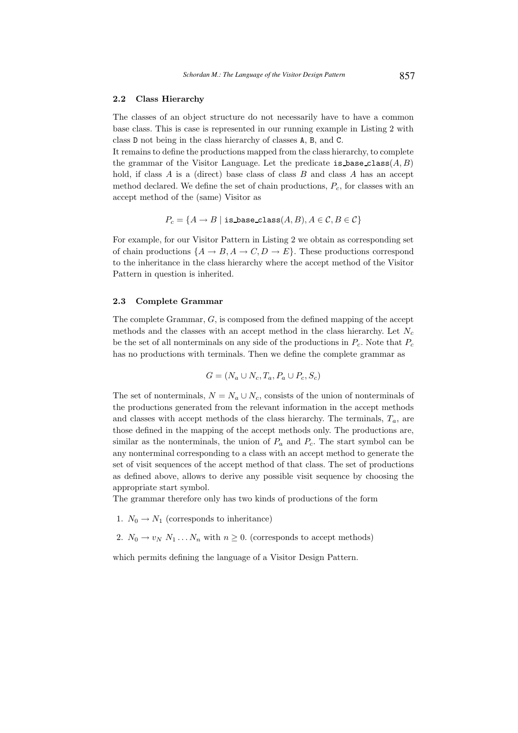### 2.2 Class Hierarchy

The classes of an object structure do not necessarily have to have a common base class. This is case is represented in our running example in Listing 2 with class `D` not being in the class hierarchy of classes `A`, `B`, and `C`.

It remains to define the productions mapped from the class hierarchy, to complete the grammar of the Visitor Language. Let the predicate $\texttt{is\_base\_class}(A, B)$ hold, if class $A$ is a (direct) base class of class $B$ and class $A$ has an accept method declared. We define the set of chain productions, $P_c$, for classes with an accept method of the (same) Visitor as

$$P_c = \{A \rightarrow B \mid \texttt{is\_base\_class}(A, B), A \in \mathcal{C}, B \in \mathcal{C}\}$$

For example, for our Visitor Pattern in Listing 2 we obtain as corresponding set of chain productions $\{A \rightarrow B, A \rightarrow C, D \rightarrow E\}$. These productions correspond to the inheritance in the class hierarchy where the accept method of the Visitor Pattern in question is inherited.

### 2.3 Complete Grammar

The complete Grammar, $G$, is composed from the defined mapping of the accept methods and the classes with an accept method in the class hierarchy. Let $N_c$ be the set of all nonterminals on any side of the productions in $P_c$. Note that $P_c$ has no productions with terminals. Then we define the complete grammar as

$$G = (N_a \cup N_c, T_a, P_a \cup P_c, S_c)$$

The set of nonterminals, $N = N_a \cup N_c$, consists of the union of nonterminals of the productions generated from the relevant information in the accept methods and classes with accept methods of the class hierarchy. The terminals, $T_a$, are those defined in the mapping of the accept methods only. The productions are, similar as the nonterminals, the union of $P_a$ and $P_c$. The start symbol can be any nonterminal corresponding to a class with an accept method to generate the set of visit sequences of the accept method of that class. The set of productions as defined above, allows to derive any possible visit sequence by choosing the appropriate start symbol.

The grammar therefore only has two kinds of productions of the form

1. $N_0 \rightarrow N_1$ (corresponds to inheritance)
2. $N_0 \rightarrow v_N \; N_1 \ldots N_n$ with $n \geq 0$. (corresponds to accept methods)

which permits defining the language of a Visitor Design Pattern.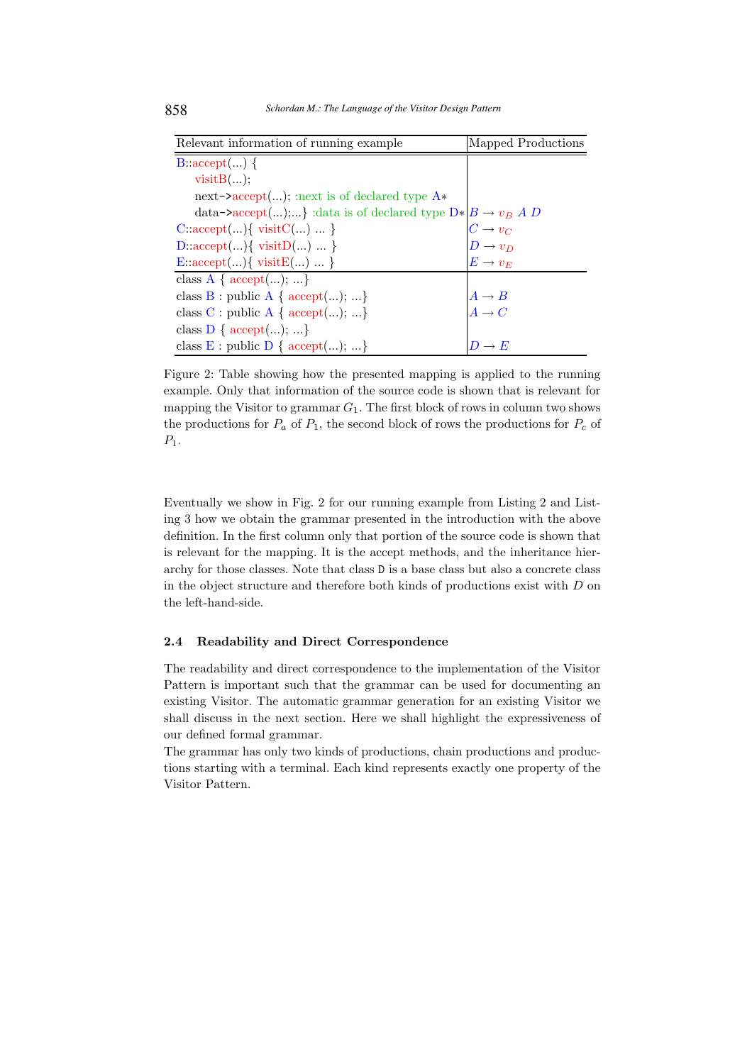| Relevant information of running example | Mapped Productions |
|---|---|
| B::accept(...) { visitB(...); next->accept(...); :next is of declared type A* data->accept(...);...} :data is of declared type D* | $B \rightarrow v_B\ A\ D$ |
| C::accept(...){ visitC(...) ... } | $C \rightarrow v_C$ |
| D::accept(...){ visitD(...) ... } | $D \rightarrow v_D$ |
| E::accept(...){ visitE(...) ... } | $E \rightarrow v_E$ |
| class A { accept(...); ...} | |
| class B : public A { accept(...); ...} | $A \rightarrow B$ |
| class C : public A { accept(...); ...} | $A \rightarrow C$ |
| class D { accept(...); ...} | |
| class E : public D { accept(...); ...} | $D \rightarrow E$ |

Figure 2: Table showing how the presented mapping is applied to the running example. Only that information of the source code is shown that is relevant for mapping the Visitor to grammar $G_1$. The first block of rows in column two shows the productions for $P_a$ of $P_1$, the second block of rows the productions for $P_c$ of $P_1$.

Eventually we show in Fig. 2 for our running example from Listing 2 and Listing 3 how we obtain the grammar presented in the introduction with the above definition. In the first column only that portion of the source code is shown that is relevant for the mapping. It is the accept methods, and the inheritance hierarchy for those classes. Note that class `D` is a base class but also a concrete class in the object structure and therefore both kinds of productions exist with $D$ on the left-hand-side.

### 2.4 Readability and Direct Correspondence

The readability and direct correspondence to the implementation of the Visitor Pattern is important such that the grammar can be used for documenting an existing Visitor. The automatic grammar generation for an existing Visitor we shall discuss in the next section. Here we shall highlight the expressiveness of our defined formal grammar.

The grammar has only two kinds of productions, chain productions and productions starting with a terminal. Each kind represents exactly one property of the Visitor Pattern.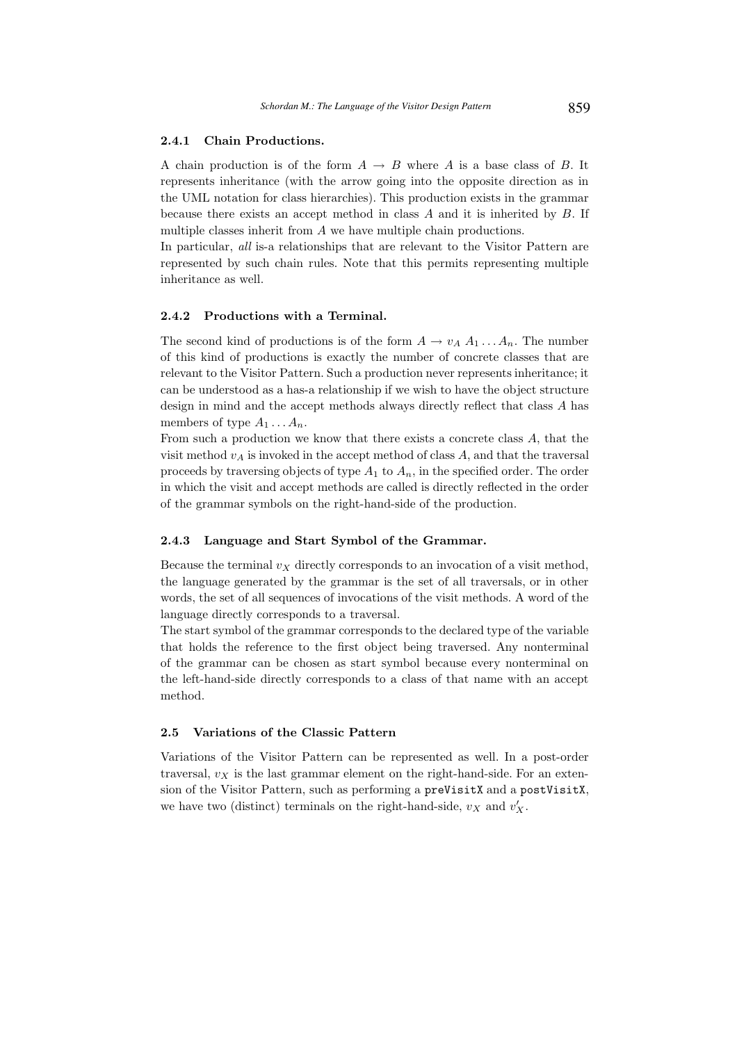#### 2.4.1 Chain Productions.

A chain production is of the form $A \rightarrow B$ where $A$ is a base class of $B$. It represents inheritance (with the arrow going into the opposite direction as in the UML notation for class hierarchies). This production exists in the grammar because there exists an accept method in class $A$ and it is inherited by $B$. If multiple classes inherit from $A$ we have multiple chain productions.

In particular, *all* is-a relationships that are relevant to the Visitor Pattern are represented by such chain rules. Note that this permits representing multiple inheritance as well.

#### 2.4.2 Productions with a Terminal.

The second kind of productions is of the form $A \rightarrow v_A\ A_1 \ldots A_n$. The number of this kind of productions is exactly the number of concrete classes that are relevant to the Visitor Pattern. Such a production never represents inheritance; it can be understood as a has-a relationship if we wish to have the object structure design in mind and the accept methods always directly reflect that class $A$ has members of type $A_1 \ldots A_n$.

From such a production we know that there exists a concrete class $A$, that the visit method $v_A$ is invoked in the accept method of class $A$, and that the traversal proceeds by traversing objects of type $A_1$ to $A_n$, in the specified order. The order in which the visit and accept methods are called is directly reflected in the order of the grammar symbols on the right-hand-side of the production.

#### 2.4.3 Language and Start Symbol of the Grammar.

Because the terminal $v_X$ directly corresponds to an invocation of a visit method, the language generated by the grammar is the set of all traversals, or in other words, the set of all sequences of invocations of the visit methods. A word of the language directly corresponds to a traversal.

The start symbol of the grammar corresponds to the declared type of the variable that holds the reference to the first object being traversed. Any nonterminal of the grammar can be chosen as start symbol because every nonterminal on the left-hand-side directly corresponds to a class of that name with an accept method.

### 2.5 Variations of the Classic Pattern

Variations of the Visitor Pattern can be represented as well. In a post-order traversal, $v_X$ is the last grammar element on the right-hand-side. For an extension of the Visitor Pattern, such as performing a `preVisitX` and a `postVisitX`, we have two (distinct) terminals on the right-hand-side, $v_X$ and $v'_X$.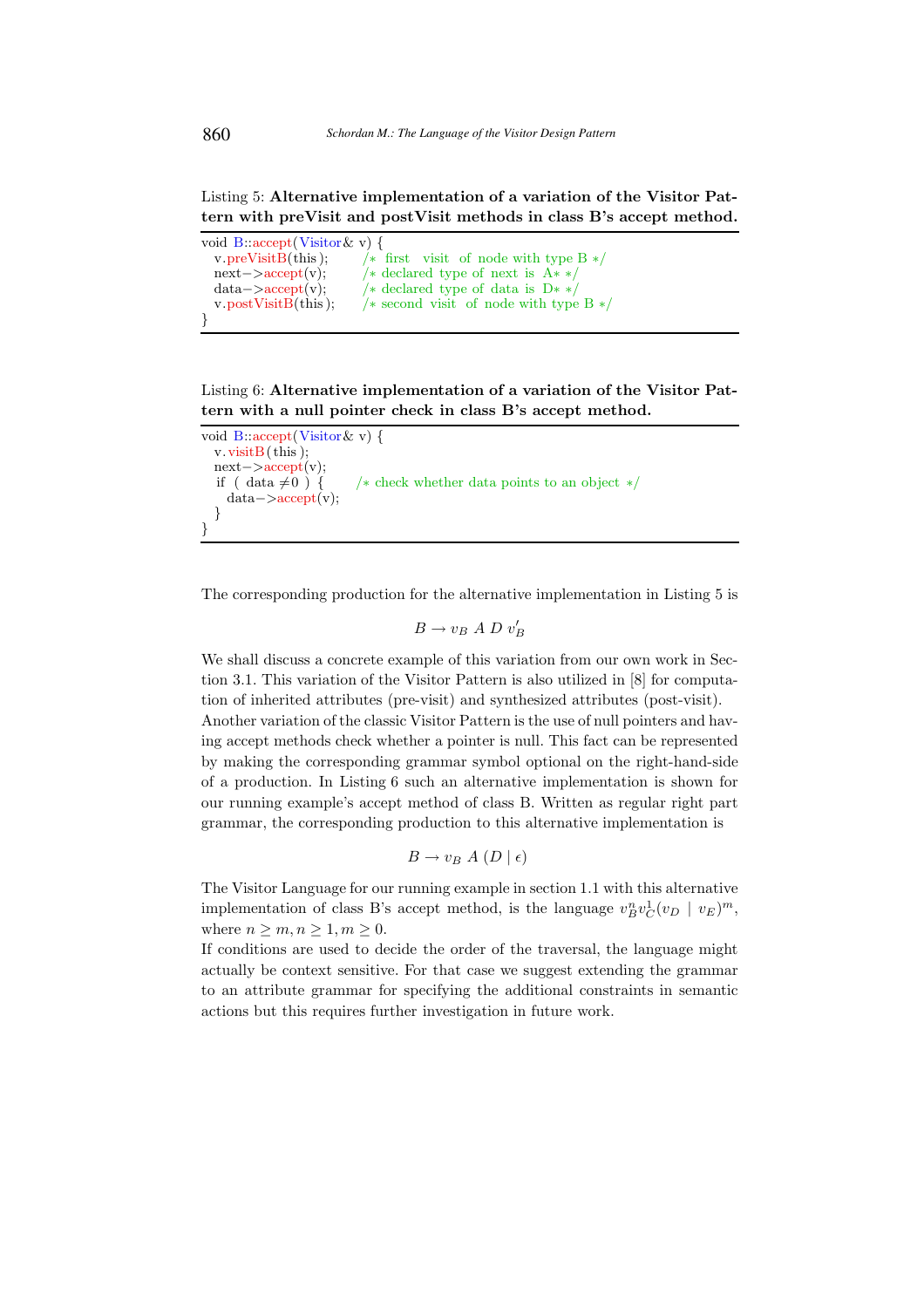Listing 5: **Alternative implementation of a variation of the Visitor Pattern with preVisit and postVisit methods in class B's accept method.**

```
void B::accept(Visitor& v) {
  v.preVisitB(this);      /* first  visit  of node with type B */
  next->accept(v);        /* declared type of next is A* */
  data->accept(v);        /* declared type of data is D* */
  v.postVisitB(this);     /* second visit  of node with type B */
}
```

Listing 6: **Alternative implementation of a variation of the Visitor Pattern with a null pointer check in class B's accept method.**

```
void B::accept(Visitor& v) {
  v.visitB(this);
  next->accept(v);
  if ( data ≠0 ) {        /* check whether data points to an object */
    data->accept(v);
  }
}
```

The corresponding production for the alternative implementation in Listing 5 is

$$B \rightarrow v_B \ A \ D \ v'_B$$

We shall discuss a concrete example of this variation from our own work in Section 3.1. This variation of the Visitor Pattern is also utilized in [8] for computation of inherited attributes (pre-visit) and synthesized attributes (post-visit).
Another variation of the classic Visitor Pattern is the use of null pointers and having accept methods check whether a pointer is null. This fact can be represented by making the corresponding grammar symbol optional on the right-hand-side of a production. In Listing 6 such an alternative implementation is shown for our running example's accept method of class B. Written as regular right part grammar, the corresponding production to this alternative implementation is

$$B \rightarrow v_B \ A \ (D \mid \epsilon)$$

The Visitor Language for our running example in section 1.1 with this alternative implementation of class B's accept method, is the language $v_B^n v_C^1 (v_D \mid v_E)^m$, where $n \geq m, n \geq 1, m \geq 0$.
If conditions are used to decide the order of the traversal, the language might actually be context sensitive. For that case we suggest extending the grammar to an attribute grammar for specifying the additional constraints in semantic actions but this requires further investigation in future work.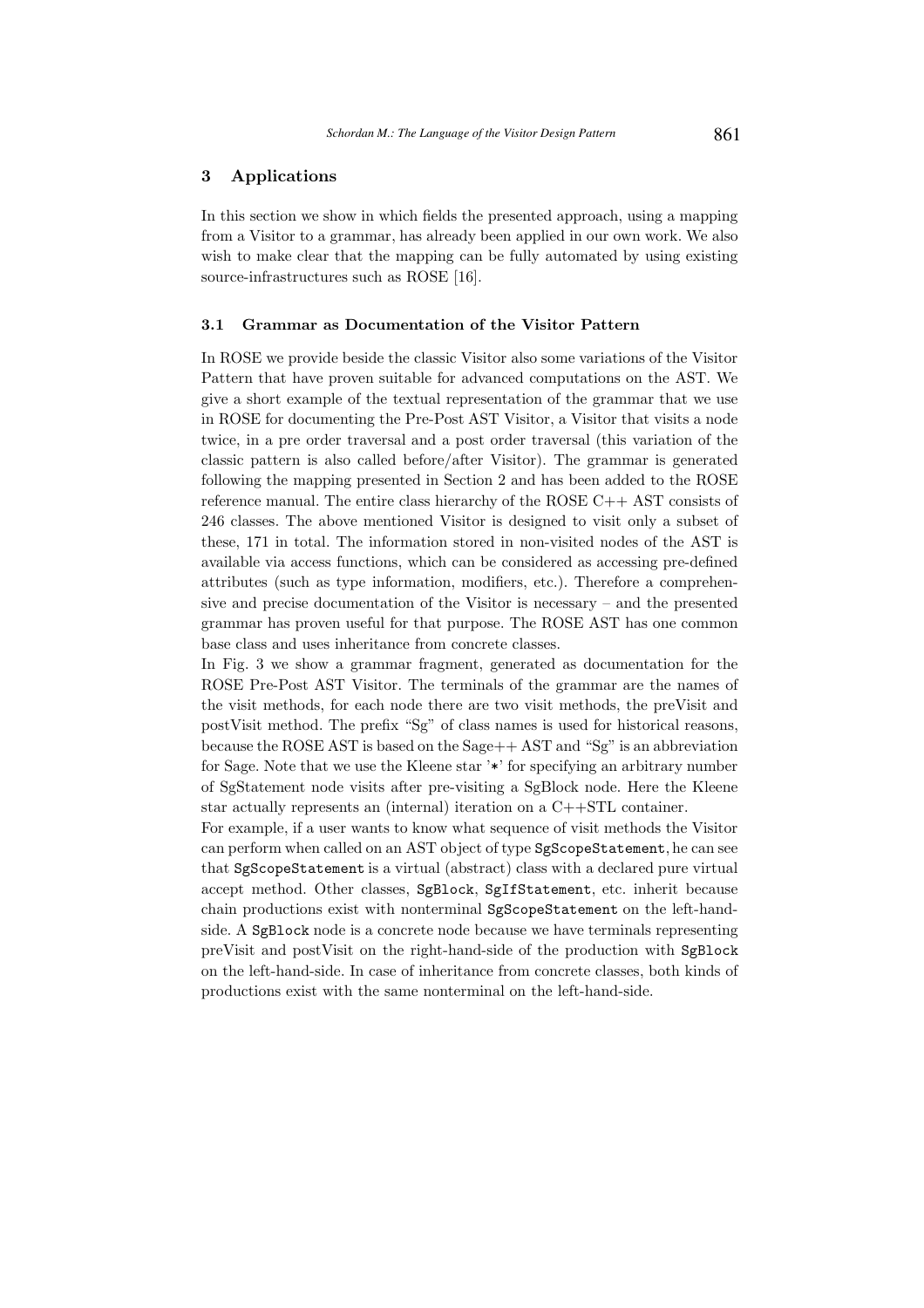## 3 Applications

In this section we show in which fields the presented approach, using a mapping from a Visitor to a grammar, has already been applied in our own work. We also wish to make clear that the mapping can be fully automated by using existing source-infrastructures such as ROSE [16].

### 3.1 Grammar as Documentation of the Visitor Pattern

In ROSE we provide beside the classic Visitor also some variations of the Visitor Pattern that have proven suitable for advanced computations on the AST. We give a short example of the textual representation of the grammar that we use in ROSE for documenting the Pre-Post AST Visitor, a Visitor that visits a node twice, in a pre order traversal and a post order traversal (this variation of the classic pattern is also called before/after Visitor). The grammar is generated following the mapping presented in Section 2 and has been added to the ROSE reference manual. The entire class hierarchy of the ROSE C++ AST consists of 246 classes. The above mentioned Visitor is designed to visit only a subset of these, 171 in total. The information stored in non-visited nodes of the AST is available via access functions, which can be considered as accessing pre-defined attributes (such as type information, modifiers, etc.). Therefore a comprehensive and precise documentation of the Visitor is necessary – and the presented grammar has proven useful for that purpose. The ROSE AST has one common base class and uses inheritance from concrete classes.

In Fig. 3 we show a grammar fragment, generated as documentation for the ROSE Pre-Post AST Visitor. The terminals of the grammar are the names of the visit methods, for each node there are two visit methods, the preVisit and postVisit method. The prefix "Sg" of class names is used for historical reasons, because the ROSE AST is based on the Sage++ AST and "Sg" is an abbreviation for Sage. Note that we use the Kleene star '*' for specifying an arbitrary number of SgStatement node visits after pre-visiting a SgBlock node. Here the Kleene star actually represents an (internal) iteration on a C++STL container.

For example, if a user wants to know what sequence of visit methods the Visitor can perform when called on an AST object of type `SgScopeStatement`, he can see that `SgScopeStatement` is a virtual (abstract) class with a declared pure virtual accept method. Other classes, `SgBlock`, `SgIfStatement`, etc. inherit because chain productions exist with nonterminal `SgScopeStatement` on the left-hand-side. A `SgBlock` node is a concrete node because we have terminals representing preVisit and postVisit on the right-hand-side of the production with `SgBlock` on the left-hand-side. In case of inheritance from concrete classes, both kinds of productions exist with the same nonterminal on the left-hand-side.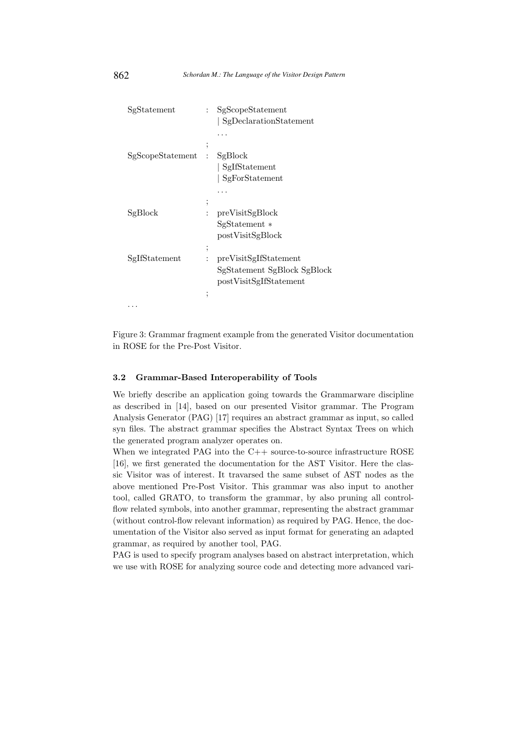```
SgStatement       : SgScopeStatement
                  | SgDeclarationStatement
                  ...
                  ;
SgScopeStatement  : SgBlock
                  | SgIfStatement
                  | SgForStatement
                  ...
                  ;
SgBlock           : preVisitSgBlock
                    SgStatement *
                    postVisitSgBlock
                  ;
SgIfStatement     : preVisitSgIfStatement
                    SgStatement SgBlock SgBlock
                    postVisitSgIfStatement
                  ;
...
```

Figure 3: Grammar fragment example from the generated Visitor documentation in ROSE for the Pre-Post Visitor.

### 3.2 Grammar-Based Interoperability of Tools

We briefly describe an application going towards the Grammarware discipline as described in [14], based on our presented Visitor grammar. The Program Analysis Generator (PAG) [17] requires an abstract grammar as input, so called syn files. The abstract grammar specifies the Abstract Syntax Trees on which the generated program analyzer operates on.

When we integrated PAG into the C++ source-to-source infrastructure ROSE [16], we first generated the documentation for the AST Visitor. Here the classic Visitor was of interest. It travarsed the same subset of AST nodes as the above mentioned Pre-Post Visitor. This grammar was also input to another tool, called GRATO, to transform the grammar, by also pruning all control-flow related symbols, into another grammar, representing the abstract grammar (without control-flow relevant information) as required by PAG. Hence, the documentation of the Visitor also served as input format for generating an adapted grammar, as required by another tool, PAG.

PAG is used to specify program analyses based on abstract interpretation, which we use with ROSE for analyzing source code and detecting more advanced vari-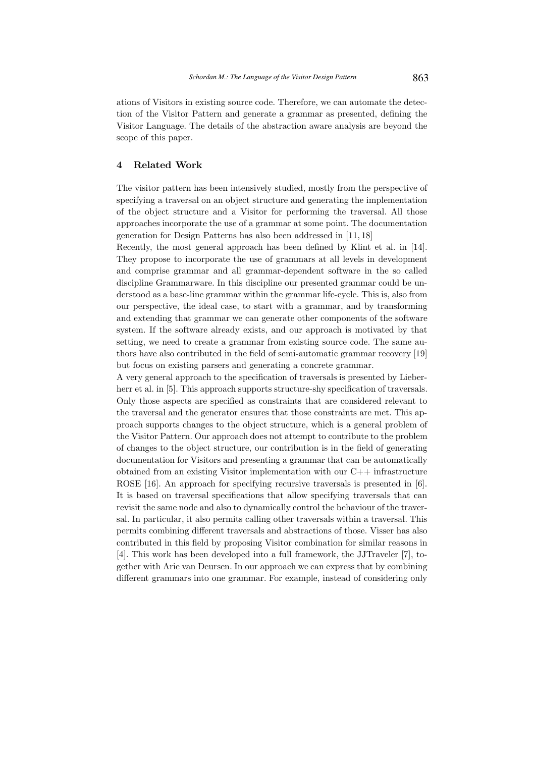ations of Visitors in existing source code. Therefore, we can automate the detection of the Visitor Pattern and generate a grammar as presented, defining the Visitor Language. The details of the abstraction aware analysis are beyond the scope of this paper.

## 4 Related Work

The visitor pattern has been intensively studied, mostly from the perspective of specifying a traversal on an object structure and generating the implementation of the object structure and a Visitor for performing the traversal. All those approaches incorporate the use of a grammar at some point. The documentation generation for Design Patterns has also been addressed in [11, 18]

Recently, the most general approach has been defined by Klint et al. in [14]. They propose to incorporate the use of grammars at all levels in development and comprise grammar and all grammar-dependent software in the so called discipline Grammarware. In this discipline our presented grammar could be understood as a base-line grammar within the grammar life-cycle. This is, also from our perspective, the ideal case, to start with a grammar, and by transforming and extending that grammar we can generate other components of the software system. If the software already exists, and our approach is motivated by that setting, we need to create a grammar from existing source code. The same authors have also contributed in the field of semi-automatic grammar recovery [19] but focus on existing parsers and generating a concrete grammar.

A very general approach to the specification of traversals is presented by Lieberherr et al. in [5]. This approach supports structure-shy specification of traversals. Only those aspects are specified as constraints that are considered relevant to the traversal and the generator ensures that those constraints are met. This approach supports changes to the object structure, which is a general problem of the Visitor Pattern. Our approach does not attempt to contribute to the problem of changes to the object structure, our contribution is in the field of generating documentation for Visitors and presenting a grammar that can be automatically obtained from an existing Visitor implementation with our C++ infrastructure ROSE [16]. An approach for specifying recursive traversals is presented in [6]. It is based on traversal specifications that allow specifying traversals that can revisit the same node and also to dynamically control the behaviour of the traversal. In particular, it also permits calling other traversals within a traversal. This permits combining different traversals and abstractions of those. Visser has also contributed in this field by proposing Visitor combination for similar reasons in [4]. This work has been developed into a full framework, the JJTraveler [7], together with Arie van Deursen. In our approach we can express that by combining different grammars into one grammar. For example, instead of considering only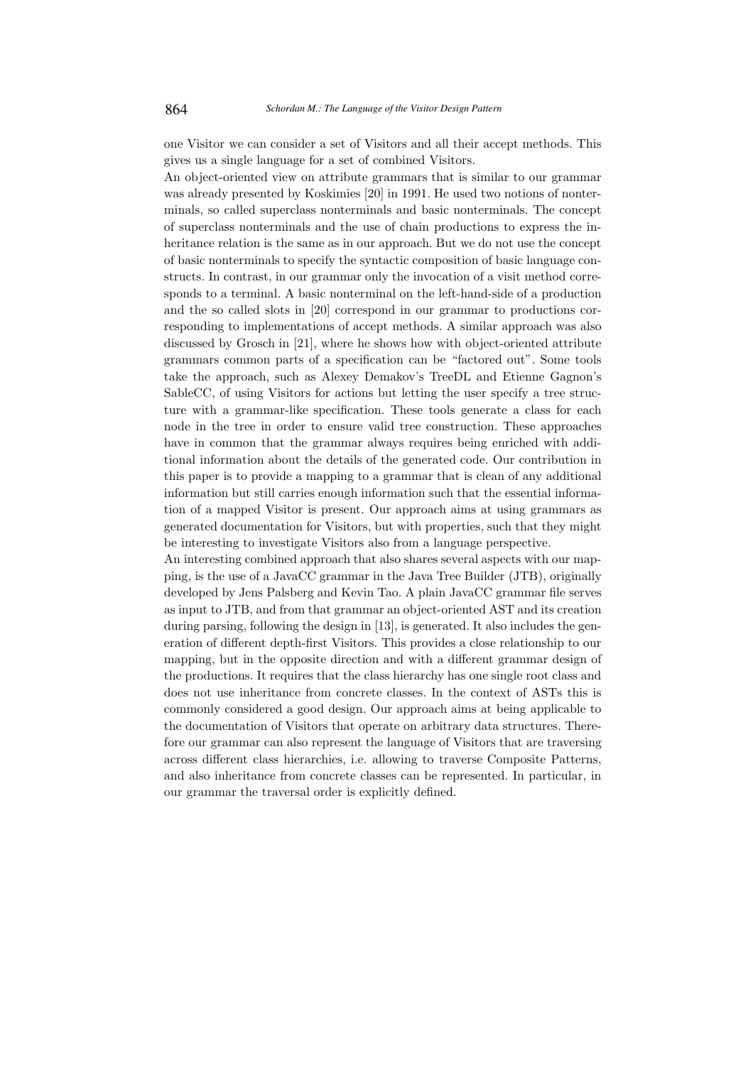one Visitor we can consider a set of Visitors and all their accept methods. This gives us a single language for a set of combined Visitors.

An object-oriented view on attribute grammars that is similar to our grammar was already presented by Koskimies [20] in 1991. He used two notions of nonterminals, so called superclass nonterminals and basic nonterminals. The concept of superclass nonterminals and the use of chain productions to express the inheritance relation is the same as in our approach. But we do not use the concept of basic nonterminals to specify the syntactic composition of basic language constructs. In contrast, in our grammar only the invocation of a visit method corresponds to a terminal. A basic nonterminal on the left-hand-side of a production and the so called slots in [20] correspond in our grammar to productions corresponding to implementations of accept methods. A similar approach was also discussed by Grosch in [21], where he shows how with object-oriented attribute grammars common parts of a specification can be "factored out". Some tools take the approach, such as Alexey Demakov's TreeDL and Etienne Gagnon's SableCC, of using Visitors for actions but letting the user specify a tree structure with a grammar-like specification. These tools generate a class for each node in the tree in order to ensure valid tree construction. These approaches have in common that the grammar always requires being enriched with additional information about the details of the generated code. Our contribution in this paper is to provide a mapping to a grammar that is clean of any additional information but still carries enough information such that the essential information of a mapped Visitor is present. Our approach aims at using grammars as generated documentation for Visitors, but with properties, such that they might be interesting to investigate Visitors also from a language perspective.

An interesting combined approach that also shares several aspects with our mapping, is the use of a JavaCC grammar in the Java Tree Builder (JTB), originally developed by Jens Palsberg and Kevin Tao. A plain JavaCC grammar file serves as input to JTB, and from that grammar an object-oriented AST and its creation during parsing, following the design in [13], is generated. It also includes the generation of different depth-first Visitors. This provides a close relationship to our mapping, but in the opposite direction and with a different grammar design of the productions. It requires that the class hierarchy has one single root class and does not use inheritance from concrete classes. In the context of ASTs this is commonly considered a good design. Our approach aims at being applicable to the documentation of Visitors that operate on arbitrary data structures. Therefore our grammar can also represent the language of Visitors that are traversing across different class hierarchies, i.e. allowing to traverse Composite Patterns, and also inheritance from concrete classes can be represented. In particular, in our grammar the traversal order is explicitly defined.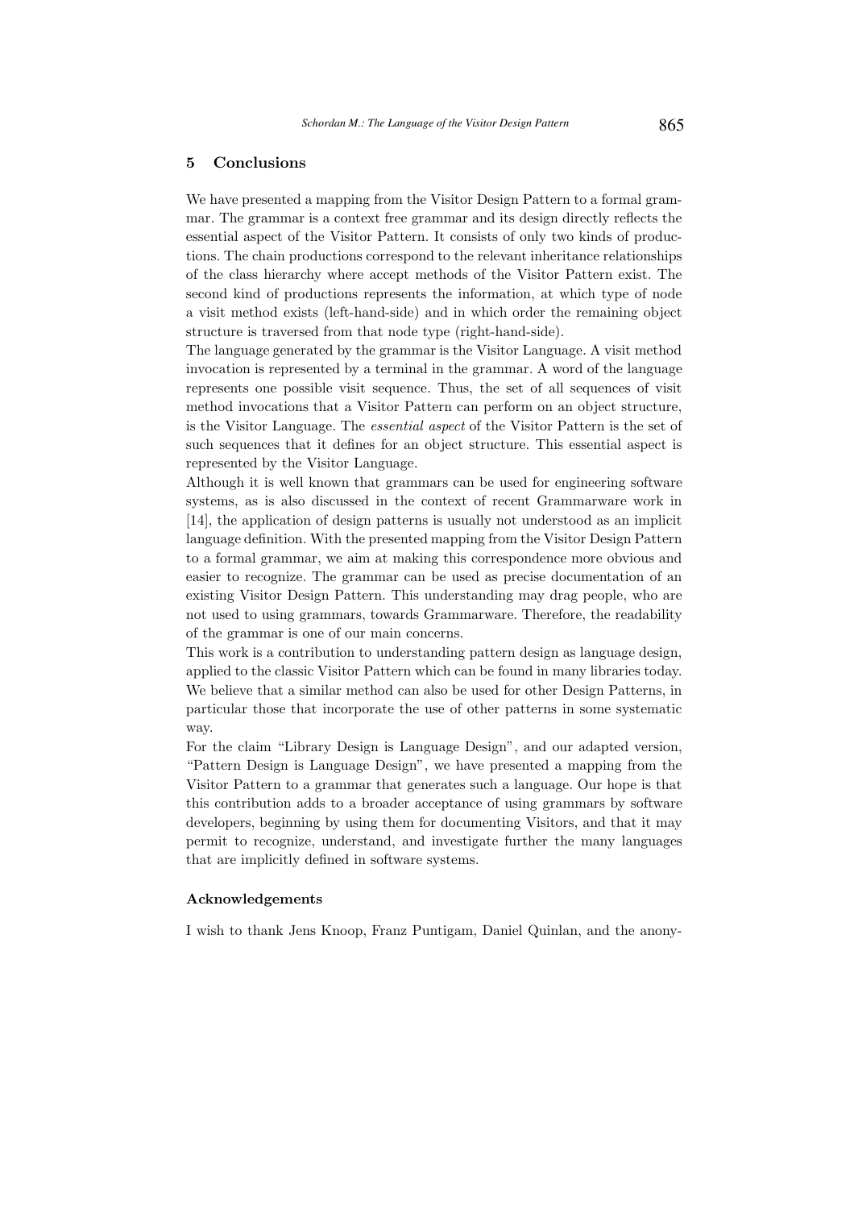## 5 Conclusions

We have presented a mapping from the Visitor Design Pattern to a formal grammar. The grammar is a context free grammar and its design directly reflects the essential aspect of the Visitor Pattern. It consists of only two kinds of productions. The chain productions correspond to the relevant inheritance relationships of the class hierarchy where accept methods of the Visitor Pattern exist. The second kind of productions represents the information, at which type of node a visit method exists (left-hand-side) and in which order the remaining object structure is traversed from that node type (right-hand-side).

The language generated by the grammar is the Visitor Language. A visit method invocation is represented by a terminal in the grammar. A word of the language represents one possible visit sequence. Thus, the set of all sequences of visit method invocations that a Visitor Pattern can perform on an object structure, is the Visitor Language. The *essential aspect* of the Visitor Pattern is the set of such sequences that it defines for an object structure. This essential aspect is represented by the Visitor Language.

Although it is well known that grammars can be used for engineering software systems, as is also discussed in the context of recent Grammarware work in [14], the application of design patterns is usually not understood as an implicit language definition. With the presented mapping from the Visitor Design Pattern to a formal grammar, we aim at making this correspondence more obvious and easier to recognize. The grammar can be used as precise documentation of an existing Visitor Design Pattern. This understanding may drag people, who are not used to using grammars, towards Grammarware. Therefore, the readability of the grammar is one of our main concerns.

This work is a contribution to understanding pattern design as language design, applied to the classic Visitor Pattern which can be found in many libraries today. We believe that a similar method can also be used for other Design Patterns, in particular those that incorporate the use of other patterns in some systematic way.

For the claim "Library Design is Language Design", and our adapted version, "Pattern Design is Language Design", we have presented a mapping from the Visitor Pattern to a grammar that generates such a language. Our hope is that this contribution adds to a broader acceptance of using grammars by software developers, beginning by using them for documenting Visitors, and that it may permit to recognize, understand, and investigate further the many languages that are implicitly defined in software systems.

### Acknowledgements

I wish to thank Jens Knoop, Franz Puntigam, Daniel Quinlan, and the anony-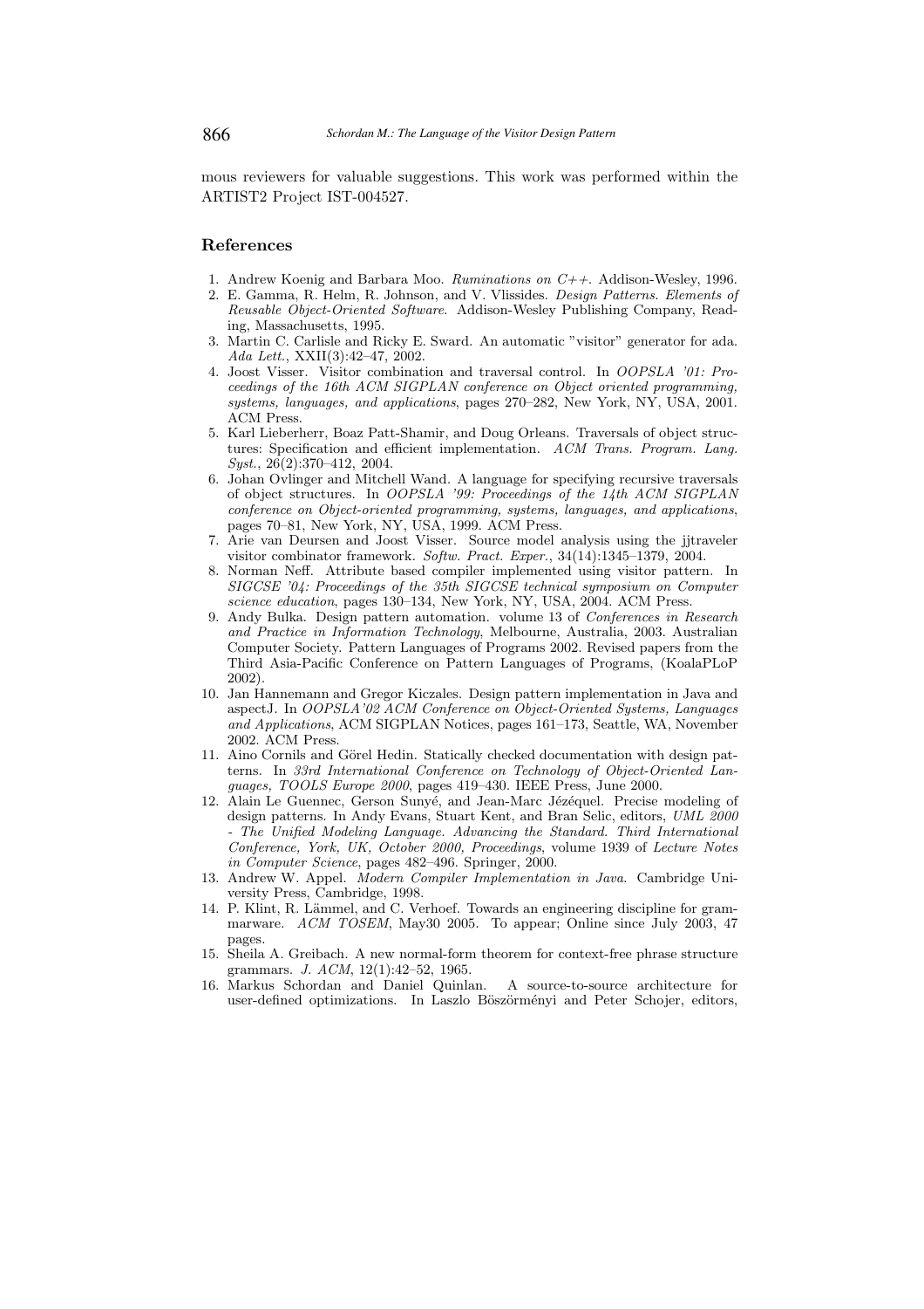mous reviewers for valuable suggestions. This work was performed within the ARTIST2 Project IST-004527.

## References

1. Andrew Koenig and Barbara Moo. *Ruminations on C++*. Addison-Wesley, 1996.
2. E. Gamma, R. Helm, R. Johnson, and V. Vlissides. *Design Patterns. Elements of Reusable Object-Oriented Software*. Addison-Wesley Publishing Company, Reading, Massachusetts, 1995.
3. Martin C. Carlisle and Ricky E. Sward. An automatic "visitor" generator for ada. *Ada Lett.*, XXII(3):42–47, 2002.
4. Joost Visser. Visitor combination and traversal control. In *OOPSLA '01: Proceedings of the 16th ACM SIGPLAN conference on Object oriented programming, systems, languages, and applications*, pages 270–282, New York, NY, USA, 2001. ACM Press.
5. Karl Lieberherr, Boaz Patt-Shamir, and Doug Orleans. Traversals of object structures: Specification and efficient implementation. *ACM Trans. Program. Lang. Syst.*, 26(2):370–412, 2004.
6. Johan Ovlinger and Mitchell Wand. A language for specifying recursive traversals of object structures. In *OOPSLA '99: Proceedings of the 14th ACM SIGPLAN conference on Object-oriented programming, systems, languages, and applications*, pages 70–81, New York, NY, USA, 1999. ACM Press.
7. Arie van Deursen and Joost Visser. Source model analysis using the jjtraveler visitor combinator framework. *Softw. Pract. Exper.*, 34(14):1345–1379, 2004.
8. Norman Neff. Attribute based compiler implemented using visitor pattern. In *SIGCSE '04: Proceedings of the 35th SIGCSE technical symposium on Computer science education*, pages 130–134, New York, NY, USA, 2004. ACM Press.
9. Andy Bulka. Design pattern automation. volume 13 of *Conferences in Research and Practice in Information Technology*, Melbourne, Australia, 2003. Australian Computer Society. Pattern Languages of Programs 2002. Revised papers from the Third Asia-Pacific Conference on Pattern Languages of Programs, (KoalaPLoP 2002).
10. Jan Hannemann and Gregor Kiczales. Design pattern implementation in Java and aspectJ. In *OOPSLA'02 ACM Conference on Object-Oriented Systems, Languages and Applications*, ACM SIGPLAN Notices, pages 161–173, Seattle, WA, November 2002. ACM Press.
11. Aino Cornils and Görel Hedin. Statically checked documentation with design patterns. In *33rd International Conference on Technology of Object-Oriented Languages, TOOLS Europe 2000*, pages 419–430. IEEE Press, June 2000.
12. Alain Le Guennec, Gerson Sunyé, and Jean-Marc Jézéquel. Precise modeling of design patterns. In Andy Evans, Stuart Kent, and Bran Selic, editors, *UML 2000 - The Unified Modeling Language. Advancing the Standard. Third International Conference, York, UK, October 2000, Proceedings*, volume 1939 of *Lecture Notes in Computer Science*, pages 482–496. Springer, 2000.
13. Andrew W. Appel. *Modern Compiler Implementation in Java*. Cambridge University Press, Cambridge, 1998.
14. P. Klint, R. Lämmel, and C. Verhoef. Towards an engineering discipline for grammarware. *ACM TOSEM*, May30 2005. To appear; Online since July 2003, 47 pages.
15. Sheila A. Greibach. A new normal-form theorem for context-free phrase structure grammars. *J. ACM*, 12(1):42–52, 1965.
16. Markus Schordan and Daniel Quinlan. A source-to-source architecture for user-defined optimizations. In Laszlo Böszörményi and Peter Schojer, editors,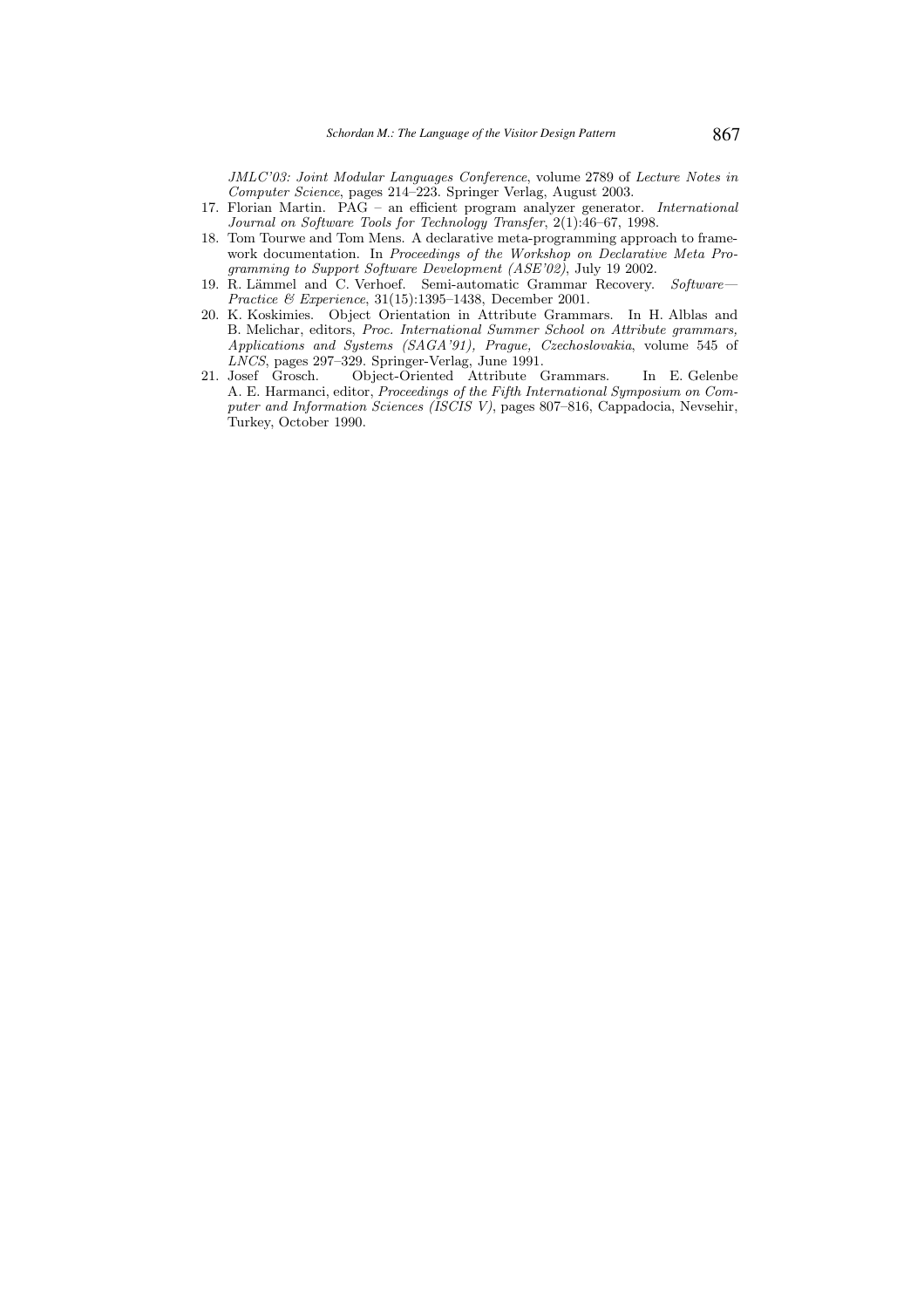*JMLC'03: Joint Modular Languages Conference*, volume 2789 of *Lecture Notes in Computer Science*, pages 214–223. Springer Verlag, August 2003.

17. Florian Martin. PAG – an efficient program analyzer generator. *International Journal on Software Tools for Technology Transfer*, 2(1):46–67, 1998.
18. Tom Tourwe and Tom Mens. A declarative meta-programming approach to framework documentation. In *Proceedings of the Workshop on Declarative Meta Programming to Support Software Development (ASE'02)*, July 19 2002.
19. R. Lämmel and C. Verhoef. Semi-automatic Grammar Recovery. *Software—Practice & Experience*, 31(15):1395–1438, December 2001.
20. K. Koskimies. Object Orientation in Attribute Grammars. In H. Alblas and B. Melichar, editors, *Proc. International Summer School on Attribute grammars, Applications and Systems (SAGA'91), Prague, Czechoslovakia*, volume 545 of *LNCS*, pages 297–329. Springer-Verlag, June 1991.
21. Josef Grosch. Object-Oriented Attribute Grammars. In E. Gelenbe A. E. Harmanci, editor, *Proceedings of the Fifth International Symposium on Computer and Information Sciences (ISCIS V)*, pages 807–816, Cappadocia, Nevsehir, Turkey, October 1990.